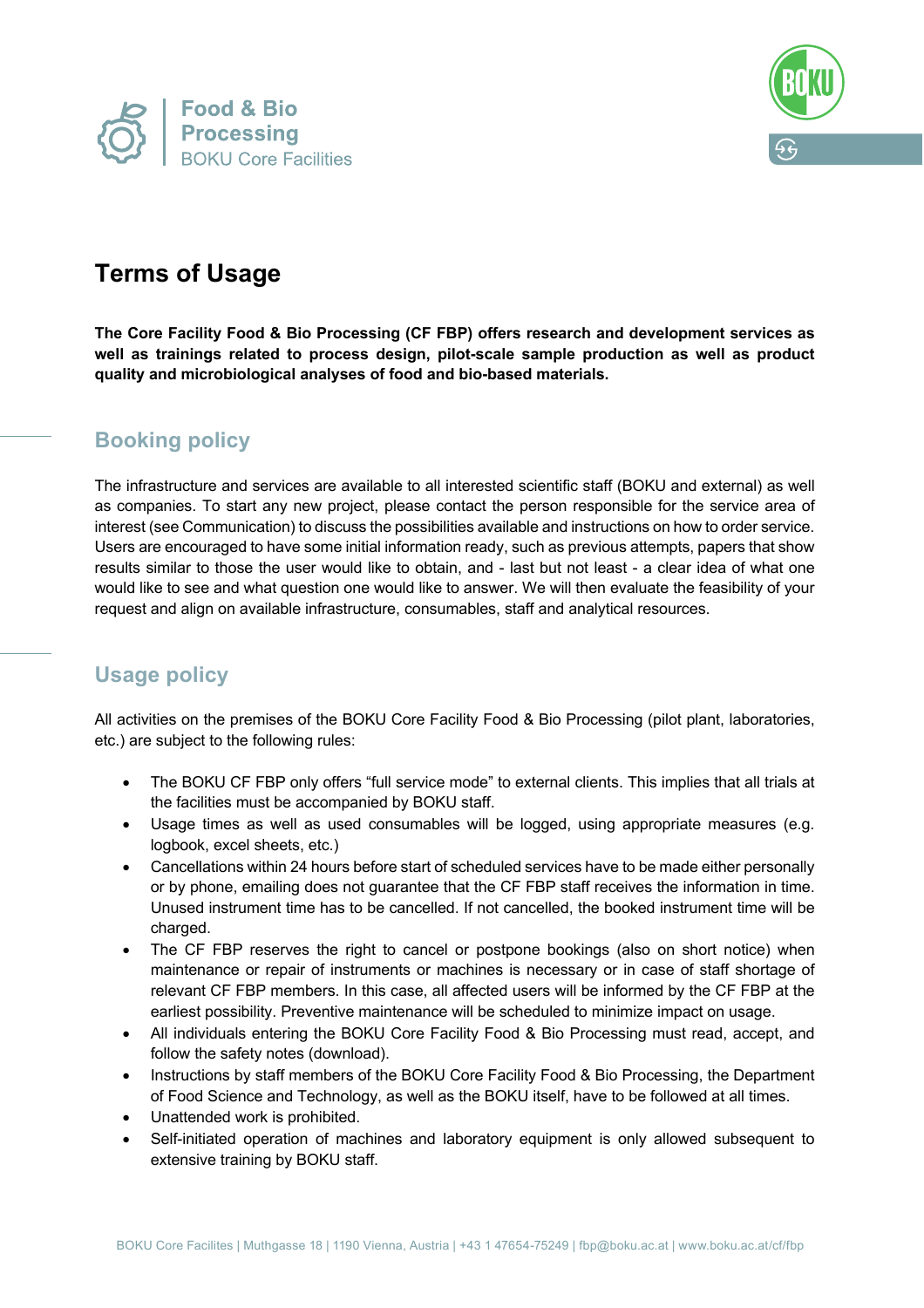Food & Bio Processing
BOKU Core Facilities

# Terms of Usage

**The Core Facility Food & Bio Processing (CF FBP) offers research and development services as well as trainings related to process design, pilot-scale sample production as well as product quality and microbiological analyses of food and bio-based materials.**

## Booking policy

The infrastructure and services are available to all interested scientific staff (BOKU and external) as well as companies. To start any new project, please contact the person responsible for the service area of interest (see Communication) to discuss the possibilities available and instructions on how to order service. Users are encouraged to have some initial information ready, such as previous attempts, papers that show results similar to those the user would like to obtain, and - last but not least - a clear idea of what one would like to see and what question one would like to answer. We will then evaluate the feasibility of your request and align on available infrastructure, consumables, staff and analytical resources.

## Usage policy

All activities on the premises of the BOKU Core Facility Food & Bio Processing (pilot plant, laboratories, etc.) are subject to the following rules:

- The BOKU CF FBP only offers "full service mode" to external clients. This implies that all trials at the facilities must be accompanied by BOKU staff.
- Usage times as well as used consumables will be logged, using appropriate measures (e.g. logbook, excel sheets, etc.)
- Cancellations within 24 hours before start of scheduled services have to be made either personally or by phone, emailing does not guarantee that the CF FBP staff receives the information in time. Unused instrument time has to be cancelled. If not cancelled, the booked instrument time will be charged.
- The CF FBP reserves the right to cancel or postpone bookings (also on short notice) when maintenance or repair of instruments or machines is necessary or in case of staff shortage of relevant CF FBP members. In this case, all affected users will be informed by the CF FBP at the earliest possibility. Preventive maintenance will be scheduled to minimize impact on usage.
- All individuals entering the BOKU Core Facility Food & Bio Processing must read, accept, and follow the safety notes (download).
- Instructions by staff members of the BOKU Core Facility Food & Bio Processing, the Department of Food Science and Technology, as well as the BOKU itself, have to be followed at all times.
- Unattended work is prohibited.
- Self-initiated operation of machines and laboratory equipment is only allowed subsequent to extensive training by BOKU staff.

BOKU Core Facilites | Muthgasse 18 | 1190 Vienna, Austria | +43 1 47654-75249 | fbp@boku.ac.at | www.boku.ac.at/cf/fbp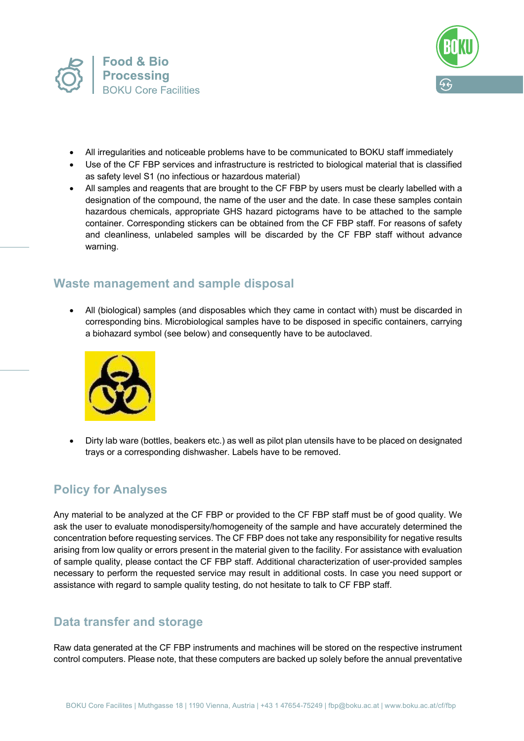- All irregularities and noticeable problems have to be communicated to BOKU staff immediately
- Use of the CF FBP services and infrastructure is restricted to biological material that is classified as safety level S1 (no infectious or hazardous material)
- All samples and reagents that are brought to the CF FBP by users must be clearly labelled with a designation of the compound, the name of the user and the date. In case these samples contain hazardous chemicals, appropriate GHS hazard pictograms have to be attached to the sample container. Corresponding stickers can be obtained from the CF FBP staff. For reasons of safety and cleanliness, unlabeled samples will be discarded by the CF FBP staff without advance warning.

## Waste management and sample disposal

- All (biological) samples (and disposables which they came in contact with) must be discarded in corresponding bins. Microbiological samples have to be disposed in specific containers, carrying a biohazard symbol (see below) and consequently have to be autoclaved.

- Dirty lab ware (bottles, beakers etc.) as well as pilot plan utensils have to be placed on designated trays or a corresponding dishwasher. Labels have to be removed.

## Policy for Analyses

Any material to be analyzed at the CF FBP or provided to the CF FBP staff must be of good quality. We ask the user to evaluate monodispersity/homogeneity of the sample and have accurately determined the concentration before requesting services. The CF FBP does not take any responsibility for negative results arising from low quality or errors present in the material given to the facility. For assistance with evaluation of sample quality, please contact the CF FBP staff. Additional characterization of user-provided samples necessary to perform the requested service may result in additional costs. In case you need support or assistance with regard to sample quality testing, do not hesitate to talk to CF FBP staff.

## Data transfer and storage

Raw data generated at the CF FBP instruments and machines will be stored on the respective instrument control computers. Please note, that these computers are backed up solely before the annual preventative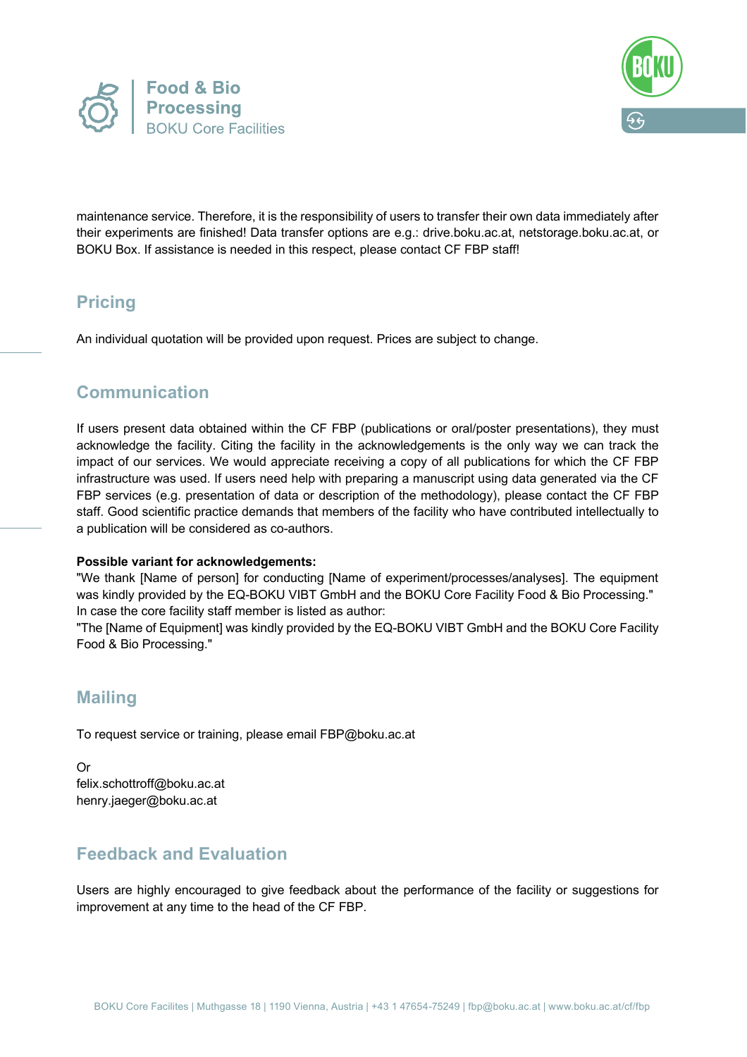maintenance service. Therefore, it is the responsibility of users to transfer their own data immediately after their experiments are finished! Data transfer options are e.g.: drive.boku.ac.at, netstorage.boku.ac.at, or BOKU Box. If assistance is needed in this respect, please contact CF FBP staff!

## Pricing

An individual quotation will be provided upon request. Prices are subject to change.

## Communication

If users present data obtained within the CF FBP (publications or oral/poster presentations), they must acknowledge the facility. Citing the facility in the acknowledgements is the only way we can track the impact of our services. We would appreciate receiving a copy of all publications for which the CF FBP infrastructure was used. If users need help with preparing a manuscript using data generated via the CF FBP services (e.g. presentation of data or description of the methodology), please contact the CF FBP staff. Good scientific practice demands that members of the facility who have contributed intellectually to a publication will be considered as co-authors.

**Possible variant for acknowledgements:**
"We thank [Name of person] for conducting [Name of experiment/processes/analyses]. The equipment was kindly provided by the EQ-BOKU VIBT GmbH and the BOKU Core Facility Food & Bio Processing."
In case the core facility staff member is listed as author:
"The [Name of Equipment] was kindly provided by the EQ-BOKU VIBT GmbH and the BOKU Core Facility Food & Bio Processing."

## Mailing

To request service or training, please email FBP@boku.ac.at

Or
felix.schottroff@boku.ac.at
henry.jaeger@boku.ac.at

## Feedback and Evaluation

Users are highly encouraged to give feedback about the performance of the facility or suggestions for improvement at any time to the head of the CF FBP.